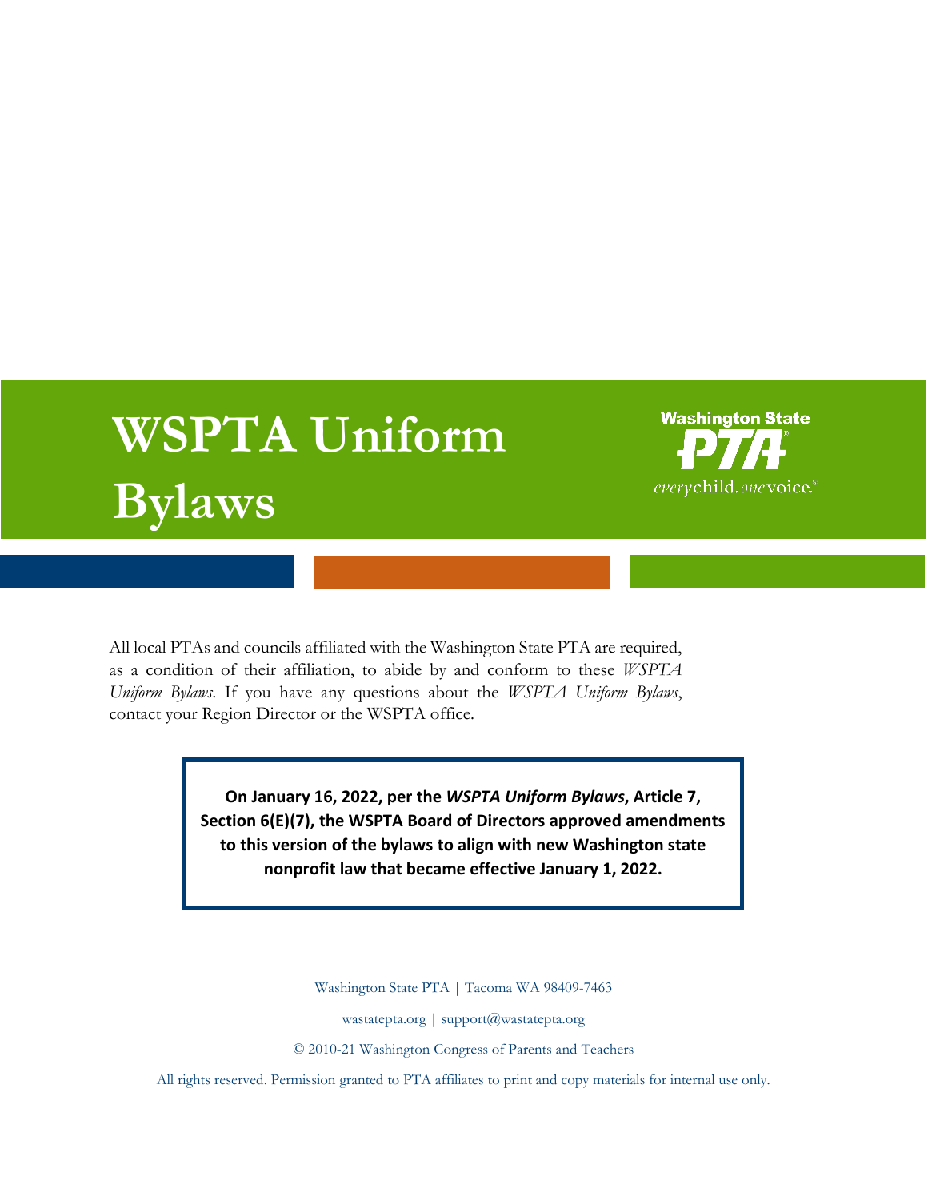# WSPTA Uniform Bylaws

Washington State PTA
everychild.onevoice.

All local PTAs and councils affiliated with the Washington State PTA are required, as a condition of their affiliation, to abide by and conform to these *WSPTA Uniform Bylaws*. If you have any questions about the *WSPTA Uniform Bylaws*, contact your Region Director or the WSPTA office.

**On January 16, 2022, per the *WSPTA Uniform Bylaws*, Article 7, Section 6(E)(7), the WSPTA Board of Directors approved amendments to this version of the bylaws to align with new Washington state nonprofit law that became effective January 1, 2022.**

Washington State PTA | Tacoma WA 98409-7463

wastatepta.org | support@wastatepta.org

© 2010-21 Washington Congress of Parents and Teachers

All rights reserved. Permission granted to PTA affiliates to print and copy materials for internal use only.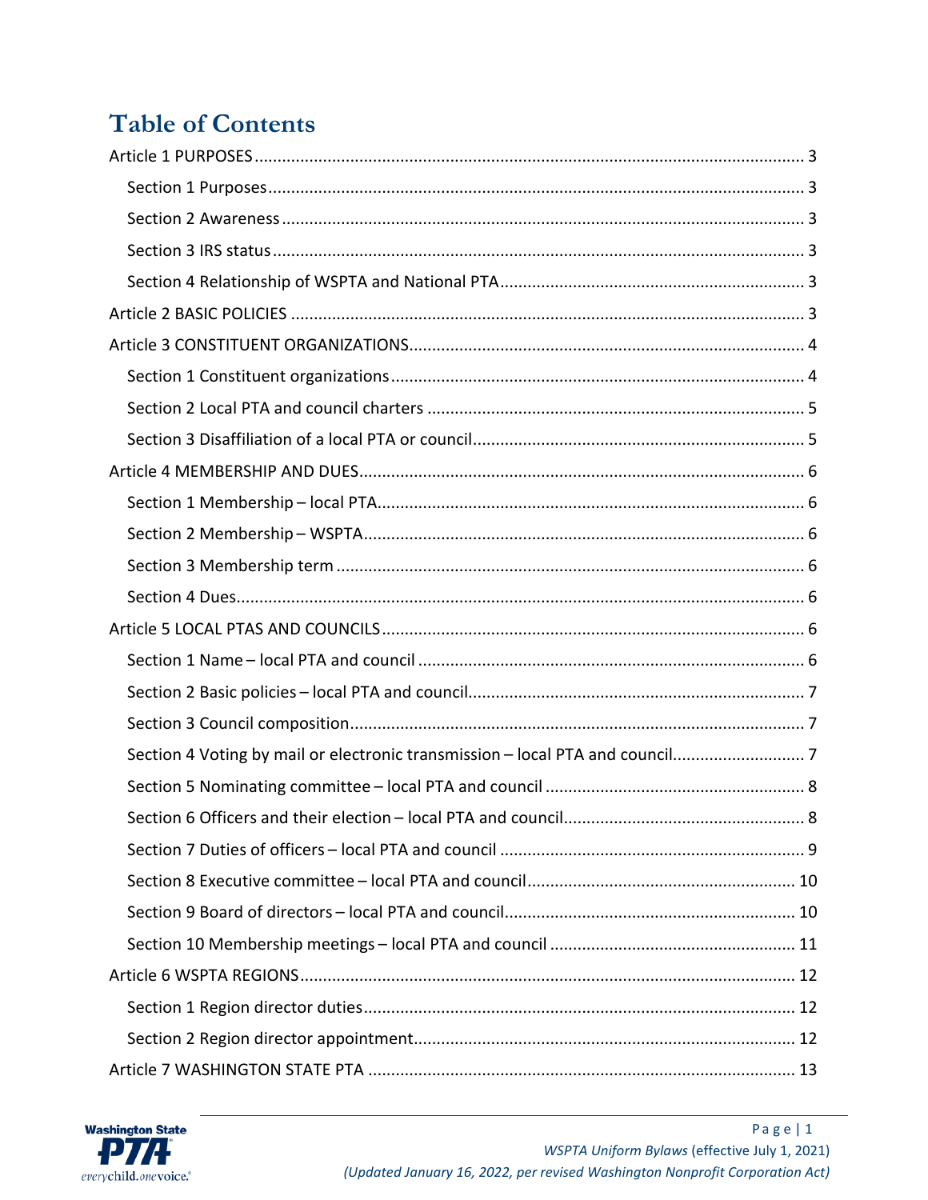# Table of Contents

Article 1 PURPOSES ........................................................................................................ 3

  Section 1 Purposes ..................................................................................................... 3

  Section 2 Awareness .................................................................................................. 3

  Section 3 IRS status .................................................................................................... 3

  Section 4 Relationship of WSPTA and National PTA .................................................. 3

Article 2 BASIC POLICIES ................................................................................................ 3

Article 3 CONSTITUENT ORGANIZATIONS...................................................................... 4

  Section 1 Constituent organizations ........................................................................... 4

  Section 2 Local PTA and council charters ................................................................... 5

  Section 3 Disaffiliation of a local PTA or council ........................................................ 5

Article 4 MEMBERSHIP AND DUES ................................................................................. 6

  Section 1 Membership – local PTA ............................................................................. 6

  Section 2 Membership – WSPTA ................................................................................ 6

  Section 3 Membership term ....................................................................................... 6

  Section 4 Dues ............................................................................................................ 6

Article 5 LOCAL PTAS AND COUNCILS ............................................................................ 6

  Section 1 Name – local PTA and council .................................................................... 6

  Section 2 Basic policies – local PTA and council......................................................... 7

  Section 3 Council composition .................................................................................... 7

  Section 4 Voting by mail or electronic transmission – local PTA and council ............................ 7

  Section 5 Nominating committee – local PTA and council ......................................................... 8

  Section 6 Officers and their election – local PTA and council ..................................................... 8

  Section 7 Duties of officers – local PTA and council ................................................................... 9

  Section 8 Executive committee – local PTA and council ........................................................... 10

  Section 9 Board of directors – local PTA and council ............................................................... 10

  Section 10 Membership meetings – local PTA and council ...................................................... 11

Article 6 WSPTA REGIONS ............................................................................................... 12

  Section 1 Region director duties ................................................................................. 12

  Section 2 Region director appointment ...................................................................... 12

Article 7 WASHINGTON STATE PTA ................................................................................ 13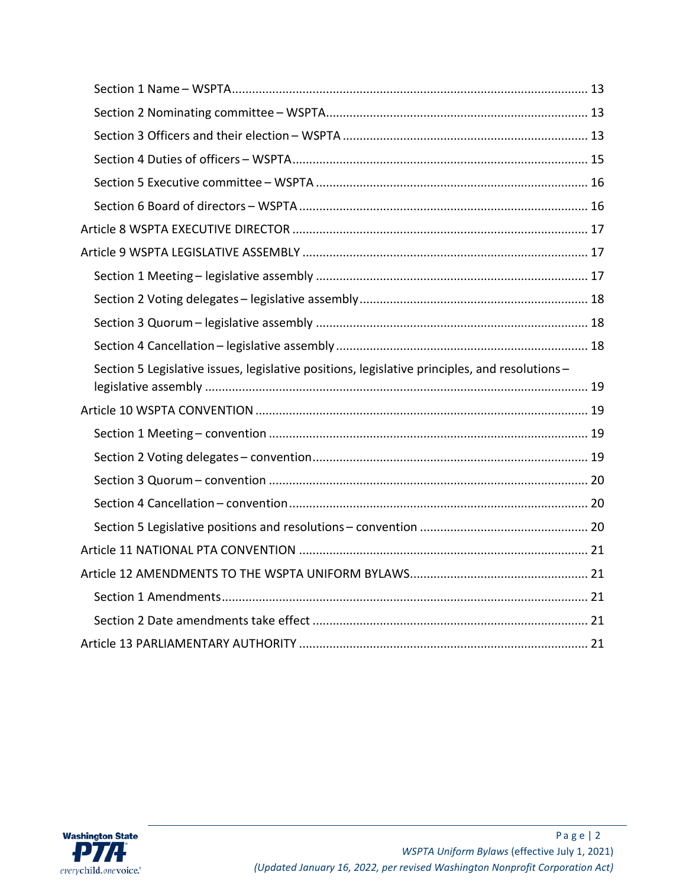Section 1 Name – WSPTA ........................................................................................................ 13

Section 2 Nominating committee – WSPTA............................................................................. 13

Section 3 Officers and their election – WSPTA ........................................................................ 13

Section 4 Duties of officers – WSPTA....................................................................................... 15

Section 5 Executive committee – WSPTA ................................................................................ 16

Section 6 Board of directors – WSPTA ..................................................................................... 16

Article 8 WSPTA EXECUTIVE DIRECTOR ....................................................................................... 17

Article 9 WSPTA LEGISLATIVE ASSEMBLY .................................................................................... 17

Section 1 Meeting – legislative assembly ................................................................................ 17

Section 2 Voting delegates – legislative assembly................................................................... 18

Section 3 Quorum – legislative assembly ................................................................................ 18

Section 4 Cancellation – legislative assembly .......................................................................... 18

Section 5 Legislative issues, legislative positions, legislative principles, and resolutions – legislative assembly ................................................................................................................. 19

Article 10 WSPTA CONVENTION .................................................................................................. 19

Section 1 Meeting – convention .............................................................................................. 19

Section 2 Voting delegates – convention................................................................................. 19

Section 3 Quorum – convention .............................................................................................. 20

Section 4 Cancellation – convention........................................................................................ 20

Section 5 Legislative positions and resolutions – convention .................................................. 20

Article 11 NATIONAL PTA CONVENTION ..................................................................................... 21

Article 12 AMENDMENTS TO THE WSPTA UNIFORM BYLAWS.................................................... 21

Section 1 Amendments............................................................................................................ 21

Section 2 Date amendments take effect ................................................................................. 21

Article 13 PARLIAMENTARY AUTHORITY ..................................................................................... 21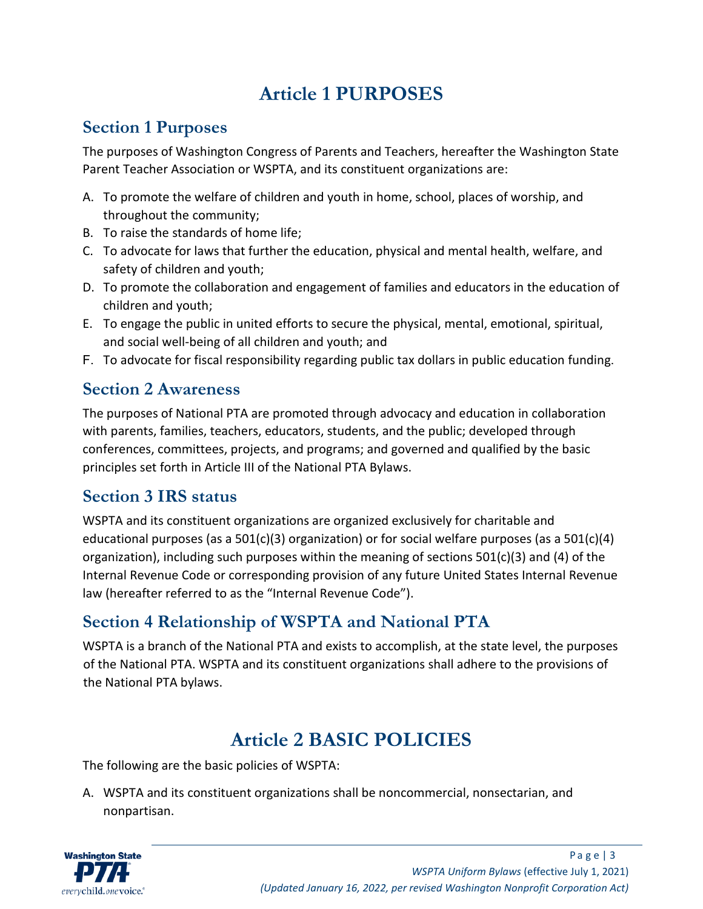# Article 1 PURPOSES

## Section 1 Purposes

The purposes of Washington Congress of Parents and Teachers, hereafter the Washington State Parent Teacher Association or WSPTA, and its constituent organizations are:

A. To promote the welfare of children and youth in home, school, places of worship, and throughout the community;
B. To raise the standards of home life;
C. To advocate for laws that further the education, physical and mental health, welfare, and safety of children and youth;
D. To promote the collaboration and engagement of families and educators in the education of children and youth;
E. To engage the public in united efforts to secure the physical, mental, emotional, spiritual, and social well-being of all children and youth; and
F. To advocate for fiscal responsibility regarding public tax dollars in public education funding.

## Section 2 Awareness

The purposes of National PTA are promoted through advocacy and education in collaboration with parents, families, teachers, educators, students, and the public; developed through conferences, committees, projects, and programs; and governed and qualified by the basic principles set forth in Article III of the National PTA Bylaws.

## Section 3 IRS status

WSPTA and its constituent organizations are organized exclusively for charitable and educational purposes (as a 501(c)(3) organization) or for social welfare purposes (as a 501(c)(4) organization), including such purposes within the meaning of sections 501(c)(3) and (4) of the Internal Revenue Code or corresponding provision of any future United States Internal Revenue law (hereafter referred to as the "Internal Revenue Code").

## Section 4 Relationship of WSPTA and National PTA

WSPTA is a branch of the National PTA and exists to accomplish, at the state level, the purposes of the National PTA. WSPTA and its constituent organizations shall adhere to the provisions of the National PTA bylaws.

# Article 2 BASIC POLICIES

The following are the basic policies of WSPTA:

A. WSPTA and its constituent organizations shall be noncommercial, nonsectarian, and nonpartisan.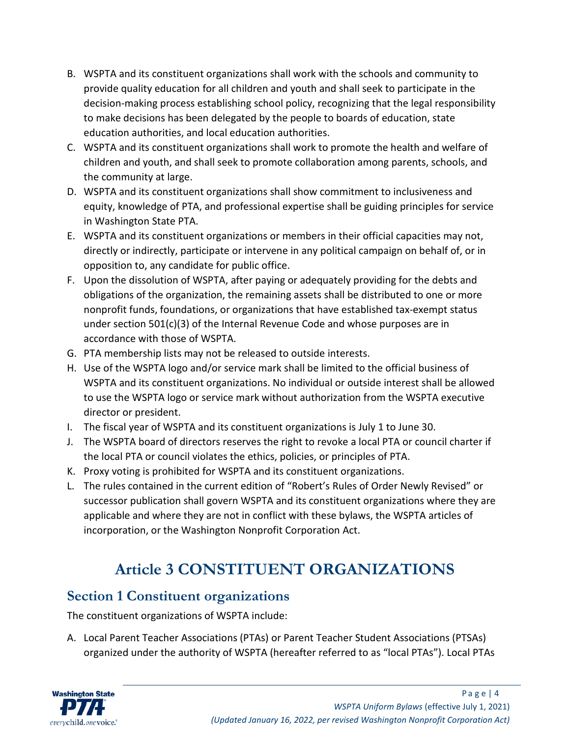B. WSPTA and its constituent organizations shall work with the schools and community to provide quality education for all children and youth and shall seek to participate in the decision-making process establishing school policy, recognizing that the legal responsibility to make decisions has been delegated by the people to boards of education, state education authorities, and local education authorities.
C. WSPTA and its constituent organizations shall work to promote the health and welfare of children and youth, and shall seek to promote collaboration among parents, schools, and the community at large.
D. WSPTA and its constituent organizations shall show commitment to inclusiveness and equity, knowledge of PTA, and professional expertise shall be guiding principles for service in Washington State PTA.
E. WSPTA and its constituent organizations or members in their official capacities may not, directly or indirectly, participate or intervene in any political campaign on behalf of, or in opposition to, any candidate for public office.
F. Upon the dissolution of WSPTA, after paying or adequately providing for the debts and obligations of the organization, the remaining assets shall be distributed to one or more nonprofit funds, foundations, or organizations that have established tax-exempt status under section 501(c)(3) of the Internal Revenue Code and whose purposes are in accordance with those of WSPTA.
G. PTA membership lists may not be released to outside interests.
H. Use of the WSPTA logo and/or service mark shall be limited to the official business of WSPTA and its constituent organizations. No individual or outside interest shall be allowed to use the WSPTA logo or service mark without authorization from the WSPTA executive director or president.
I. The fiscal year of WSPTA and its constituent organizations is July 1 to June 30.
J. The WSPTA board of directors reserves the right to revoke a local PTA or council charter if the local PTA or council violates the ethics, policies, or principles of PTA.
K. Proxy voting is prohibited for WSPTA and its constituent organizations.
L. The rules contained in the current edition of "Robert's Rules of Order Newly Revised" or successor publication shall govern WSPTA and its constituent organizations where they are applicable and where they are not in conflict with these bylaws, the WSPTA articles of incorporation, or the Washington Nonprofit Corporation Act.

# Article 3 CONSTITUENT ORGANIZATIONS

## Section 1 Constituent organizations

The constituent organizations of WSPTA include:

A. Local Parent Teacher Associations (PTAs) or Parent Teacher Student Associations (PTSAs) organized under the authority of WSPTA (hereafter referred to as "local PTAs"). Local PTAs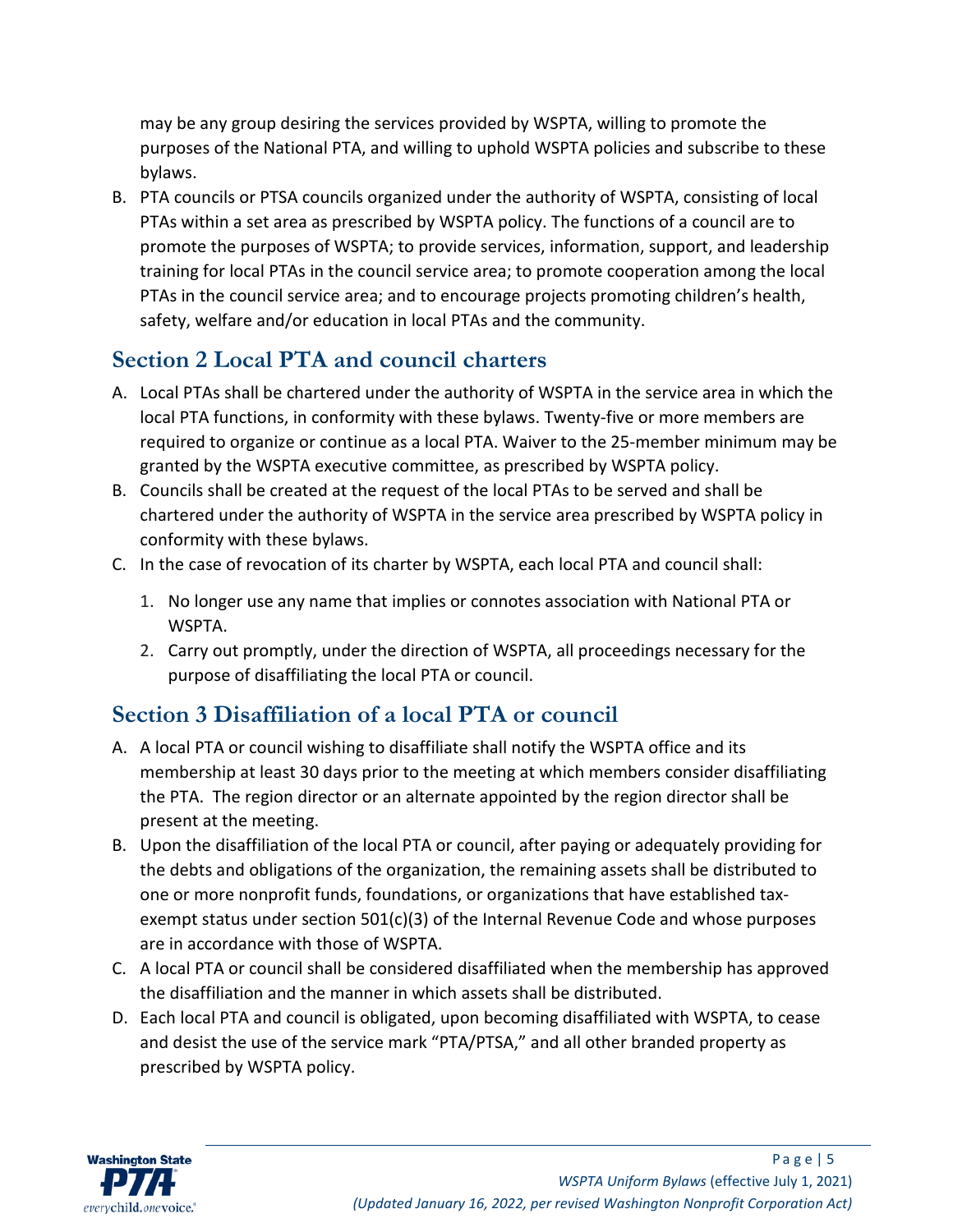may be any group desiring the services provided by WSPTA, willing to promote the purposes of the National PTA, and willing to uphold WSPTA policies and subscribe to these bylaws.

B. PTA councils or PTSA councils organized under the authority of WSPTA, consisting of local PTAs within a set area as prescribed by WSPTA policy. The functions of a council are to promote the purposes of WSPTA; to provide services, information, support, and leadership training for local PTAs in the council service area; to promote cooperation among the local PTAs in the council service area; and to encourage projects promoting children's health, safety, welfare and/or education in local PTAs and the community.

## Section 2 Local PTA and council charters

A. Local PTAs shall be chartered under the authority of WSPTA in the service area in which the local PTA functions, in conformity with these bylaws. Twenty-five or more members are required to organize or continue as a local PTA. Waiver to the 25-member minimum may be granted by the WSPTA executive committee, as prescribed by WSPTA policy.
B. Councils shall be created at the request of the local PTAs to be served and shall be chartered under the authority of WSPTA in the service area prescribed by WSPTA policy in conformity with these bylaws.
C. In the case of revocation of its charter by WSPTA, each local PTA and council shall:
    1. No longer use any name that implies or connotes association with National PTA or WSPTA.
    2. Carry out promptly, under the direction of WSPTA, all proceedings necessary for the purpose of disaffiliating the local PTA or council.

## Section 3 Disaffiliation of a local PTA or council

A. A local PTA or council wishing to disaffiliate shall notify the WSPTA office and its membership at least 30 days prior to the meeting at which members consider disaffiliating the PTA. The region director or an alternate appointed by the region director shall be present at the meeting.
B. Upon the disaffiliation of the local PTA or council, after paying or adequately providing for the debts and obligations of the organization, the remaining assets shall be distributed to one or more nonprofit funds, foundations, or organizations that have established tax-exempt status under section 501(c)(3) of the Internal Revenue Code and whose purposes are in accordance with those of WSPTA.
C. A local PTA or council shall be considered disaffiliated when the membership has approved the disaffiliation and the manner in which assets shall be distributed.
D. Each local PTA and council is obligated, upon becoming disaffiliated with WSPTA, to cease and desist the use of the service mark "PTA/PTSA," and all other branded property as prescribed by WSPTA policy.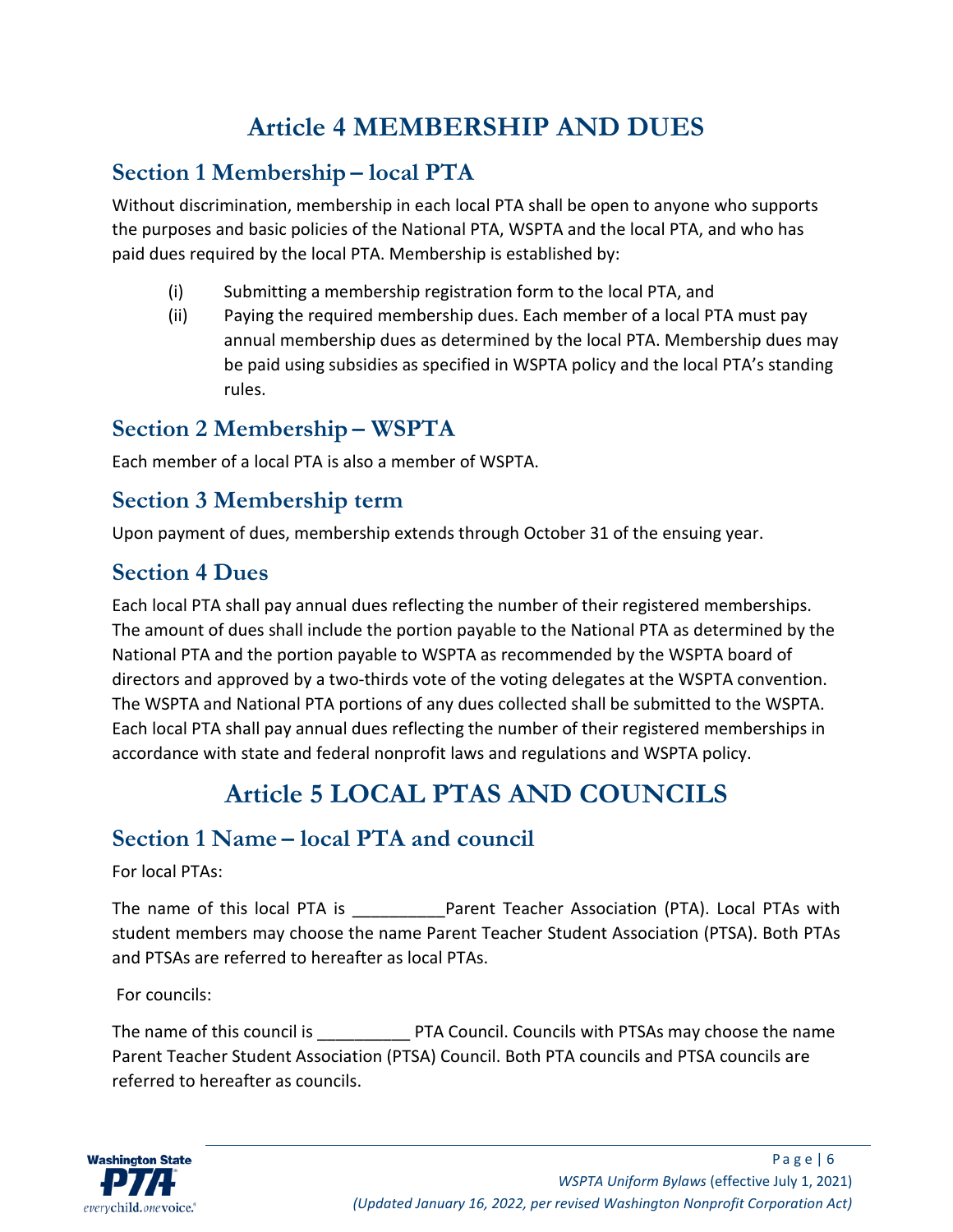# Article 4 MEMBERSHIP AND DUES

## Section 1 Membership – local PTA

Without discrimination, membership in each local PTA shall be open to anyone who supports the purposes and basic policies of the National PTA, WSPTA and the local PTA, and who has paid dues required by the local PTA. Membership is established by:

(i) Submitting a membership registration form to the local PTA, and

(ii) Paying the required membership dues. Each member of a local PTA must pay annual membership dues as determined by the local PTA. Membership dues may be paid using subsidies as specified in WSPTA policy and the local PTA's standing rules.

## Section 2 Membership – WSPTA

Each member of a local PTA is also a member of WSPTA.

## Section 3 Membership term

Upon payment of dues, membership extends through October 31 of the ensuing year.

## Section 4 Dues

Each local PTA shall pay annual dues reflecting the number of their registered memberships. The amount of dues shall include the portion payable to the National PTA as determined by the National PTA and the portion payable to WSPTA as recommended by the WSPTA board of directors and approved by a two-thirds vote of the voting delegates at the WSPTA convention. The WSPTA and National PTA portions of any dues collected shall be submitted to the WSPTA. Each local PTA shall pay annual dues reflecting the number of their registered memberships in accordance with state and federal nonprofit laws and regulations and WSPTA policy.

# Article 5 LOCAL PTAS AND COUNCILS

## Section 1 Name – local PTA and council

For local PTAs:

The name of this local PTA is __________Parent Teacher Association (PTA). Local PTAs with student members may choose the name Parent Teacher Student Association (PTSA). Both PTAs and PTSAs are referred to hereafter as local PTAs.

For councils:

The name of this council is __________ PTA Council. Councils with PTSAs may choose the name Parent Teacher Student Association (PTSA) Council. Both PTA councils and PTSA councils are referred to hereafter as councils.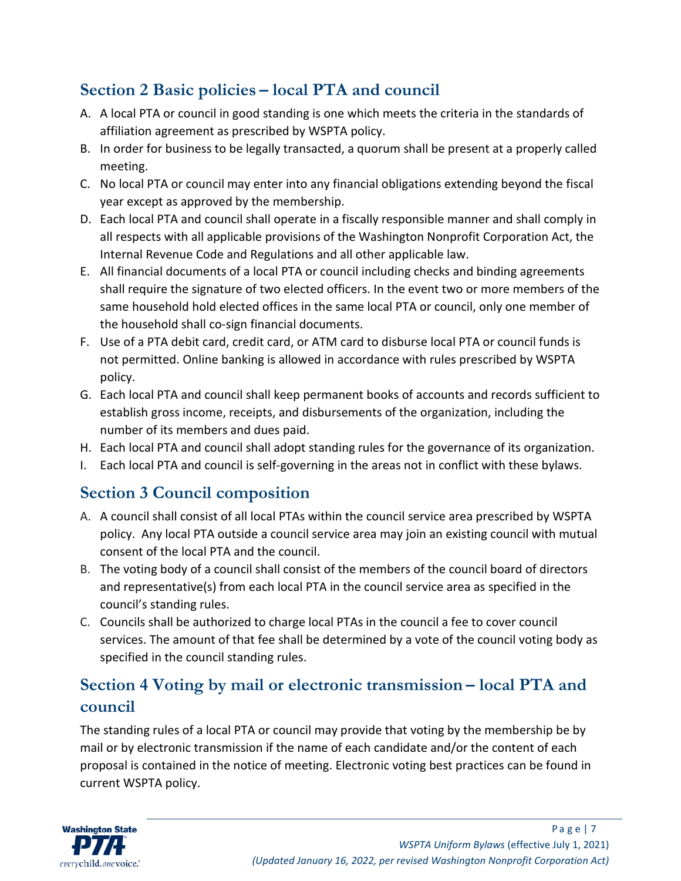## Section 2 Basic policies – local PTA and council

A. A local PTA or council in good standing is one which meets the criteria in the standards of affiliation agreement as prescribed by WSPTA policy.
B. In order for business to be legally transacted, a quorum shall be present at a properly called meeting.
C. No local PTA or council may enter into any financial obligations extending beyond the fiscal year except as approved by the membership.
D. Each local PTA and council shall operate in a fiscally responsible manner and shall comply in all respects with all applicable provisions of the Washington Nonprofit Corporation Act, the Internal Revenue Code and Regulations and all other applicable law.
E. All financial documents of a local PTA or council including checks and binding agreements shall require the signature of two elected officers. In the event two or more members of the same household hold elected offices in the same local PTA or council, only one member of the household shall co-sign financial documents.
F. Use of a PTA debit card, credit card, or ATM card to disburse local PTA or council funds is not permitted. Online banking is allowed in accordance with rules prescribed by WSPTA policy.
G. Each local PTA and council shall keep permanent books of accounts and records sufficient to establish gross income, receipts, and disbursements of the organization, including the number of its members and dues paid.
H. Each local PTA and council shall adopt standing rules for the governance of its organization.
I. Each local PTA and council is self-governing in the areas not in conflict with these bylaws.

## Section 3 Council composition

A. A council shall consist of all local PTAs within the council service area prescribed by WSPTA policy. Any local PTA outside a council service area may join an existing council with mutual consent of the local PTA and the council.
B. The voting body of a council shall consist of the members of the council board of directors and representative(s) from each local PTA in the council service area as specified in the council's standing rules.
C. Councils shall be authorized to charge local PTAs in the council a fee to cover council services. The amount of that fee shall be determined by a vote of the council voting body as specified in the council standing rules.

## Section 4 Voting by mail or electronic transmission – local PTA and council

The standing rules of a local PTA or council may provide that voting by the membership be by mail or by electronic transmission if the name of each candidate and/or the content of each proposal is contained in the notice of meeting. Electronic voting best practices can be found in current WSPTA policy.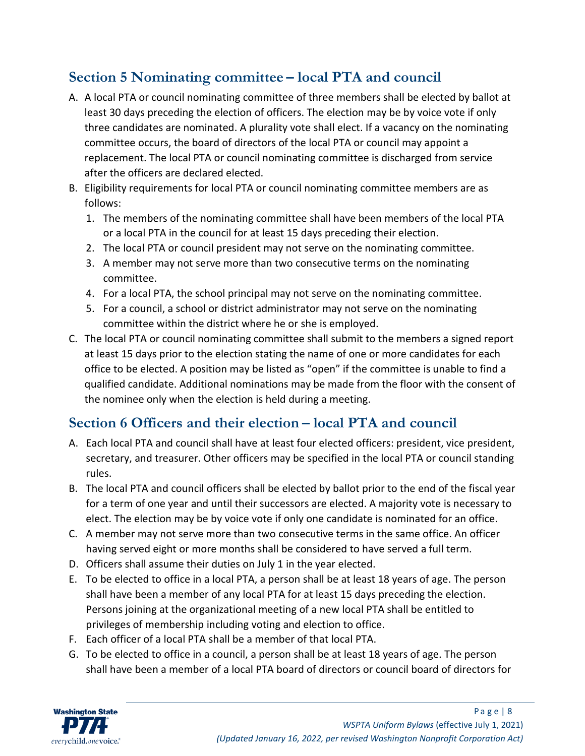## Section 5 Nominating committee – local PTA and council

A. A local PTA or council nominating committee of three members shall be elected by ballot at least 30 days preceding the election of officers. The election may be by voice vote if only three candidates are nominated. A plurality vote shall elect. If a vacancy on the nominating committee occurs, the board of directors of the local PTA or council may appoint a replacement. The local PTA or council nominating committee is discharged from service after the officers are declared elected.

B. Eligibility requirements for local PTA or council nominating committee members are as follows:
   1. The members of the nominating committee shall have been members of the local PTA or a local PTA in the council for at least 15 days preceding their election.
   2. The local PTA or council president may not serve on the nominating committee.
   3. A member may not serve more than two consecutive terms on the nominating committee.
   4. For a local PTA, the school principal may not serve on the nominating committee.
   5. For a council, a school or district administrator may not serve on the nominating committee within the district where he or she is employed.

C. The local PTA or council nominating committee shall submit to the members a signed report at least 15 days prior to the election stating the name of one or more candidates for each office to be elected. A position may be listed as "open" if the committee is unable to find a qualified candidate. Additional nominations may be made from the floor with the consent of the nominee only when the election is held during a meeting.

## Section 6 Officers and their election – local PTA and council

A. Each local PTA and council shall have at least four elected officers: president, vice president, secretary, and treasurer. Other officers may be specified in the local PTA or council standing rules.

B. The local PTA and council officers shall be elected by ballot prior to the end of the fiscal year for a term of one year and until their successors are elected. A majority vote is necessary to elect. The election may be by voice vote if only one candidate is nominated for an office.

C. A member may not serve more than two consecutive terms in the same office. An officer having served eight or more months shall be considered to have served a full term.

D. Officers shall assume their duties on July 1 in the year elected.

E. To be elected to office in a local PTA, a person shall be at least 18 years of age. The person shall have been a member of any local PTA for at least 15 days preceding the election. Persons joining at the organizational meeting of a new local PTA shall be entitled to privileges of membership including voting and election to office.

F. Each officer of a local PTA shall be a member of that local PTA.

G. To be elected to office in a council, a person shall be at least 18 years of age. The person shall have been a member of a local PTA board of directors or council board of directors for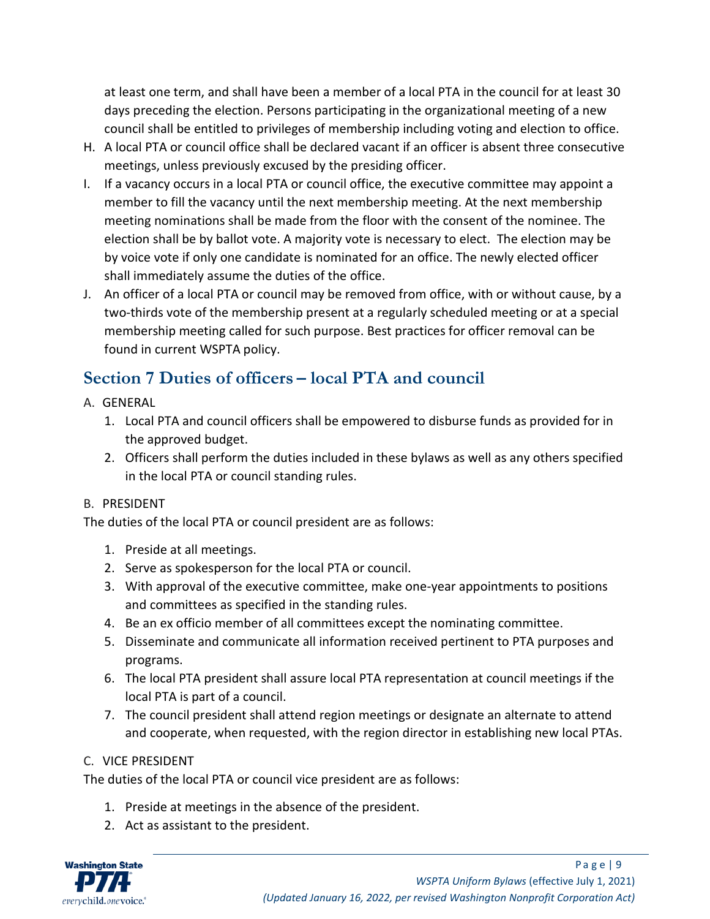at least one term, and shall have been a member of a local PTA in the council for at least 30 days preceding the election. Persons participating in the organizational meeting of a new council shall be entitled to privileges of membership including voting and election to office.

H. A local PTA or council office shall be declared vacant if an officer is absent three consecutive meetings, unless previously excused by the presiding officer.

I. If a vacancy occurs in a local PTA or council office, the executive committee may appoint a member to fill the vacancy until the next membership meeting. At the next membership meeting nominations shall be made from the floor with the consent of the nominee. The election shall be by ballot vote. A majority vote is necessary to elect. The election may be by voice vote if only one candidate is nominated for an office. The newly elected officer shall immediately assume the duties of the office.

J. An officer of a local PTA or council may be removed from office, with or without cause, by a two-thirds vote of the membership present at a regularly scheduled meeting or at a special membership meeting called for such purpose. Best practices for officer removal can be found in current WSPTA policy.

## Section 7 Duties of officers – local PTA and council

A. GENERAL

1. Local PTA and council officers shall be empowered to disburse funds as provided for in the approved budget.
2. Officers shall perform the duties included in these bylaws as well as any others specified in the local PTA or council standing rules.

B. PRESIDENT

The duties of the local PTA or council president are as follows:

1. Preside at all meetings.
2. Serve as spokesperson for the local PTA or council.
3. With approval of the executive committee, make one-year appointments to positions and committees as specified in the standing rules.
4. Be an ex officio member of all committees except the nominating committee.
5. Disseminate and communicate all information received pertinent to PTA purposes and programs.
6. The local PTA president shall assure local PTA representation at council meetings if the local PTA is part of a council.
7. The council president shall attend region meetings or designate an alternate to attend and cooperate, when requested, with the region director in establishing new local PTAs.

C. VICE PRESIDENT

The duties of the local PTA or council vice president are as follows:

1. Preside at meetings in the absence of the president.
2. Act as assistant to the president.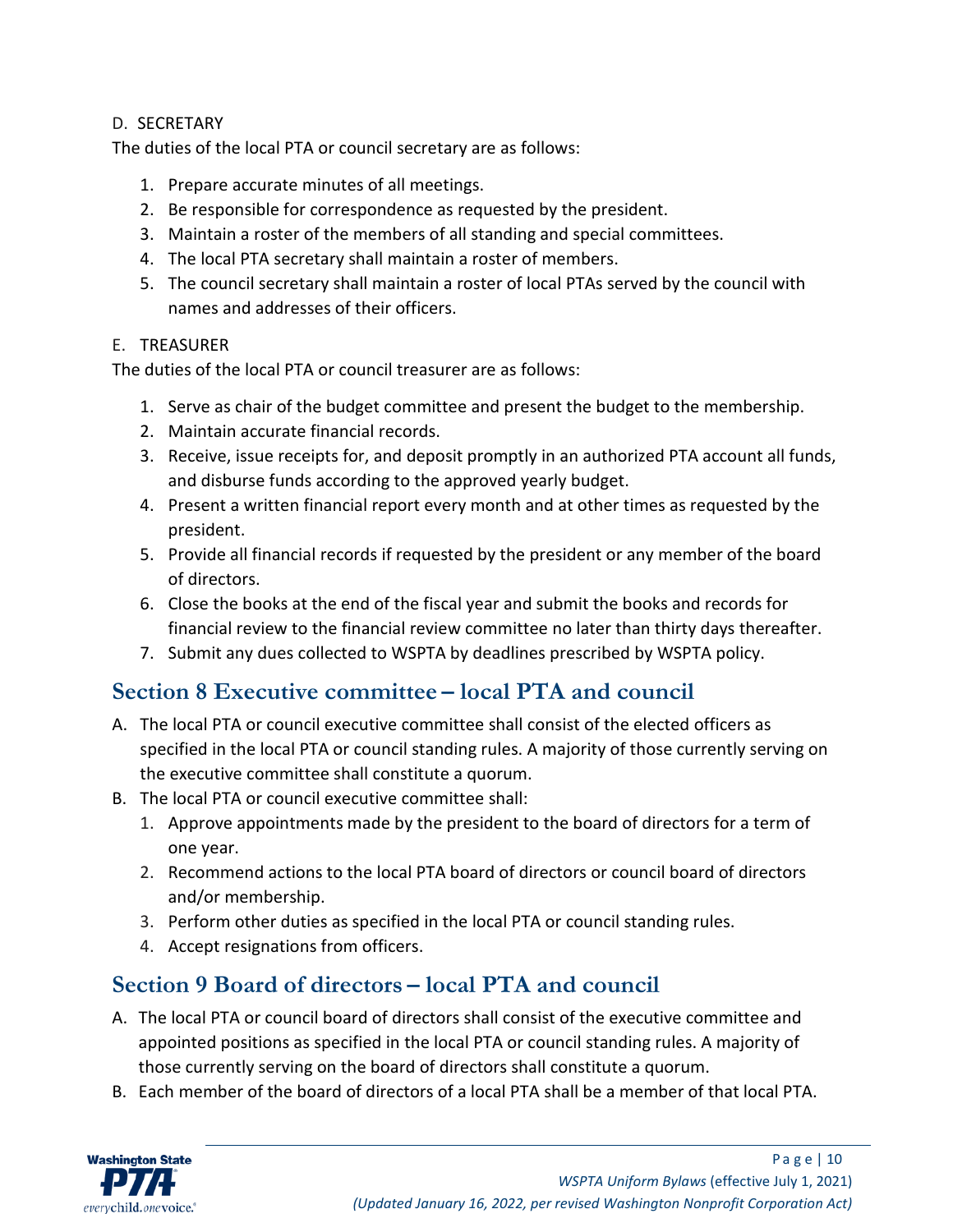D. SECRETARY

The duties of the local PTA or council secretary are as follows:

1. Prepare accurate minutes of all meetings.
2. Be responsible for correspondence as requested by the president.
3. Maintain a roster of the members of all standing and special committees.
4. The local PTA secretary shall maintain a roster of members.
5. The council secretary shall maintain a roster of local PTAs served by the council with names and addresses of their officers.

E. TREASURER

The duties of the local PTA or council treasurer are as follows:

1. Serve as chair of the budget committee and present the budget to the membership.
2. Maintain accurate financial records.
3. Receive, issue receipts for, and deposit promptly in an authorized PTA account all funds, and disburse funds according to the approved yearly budget.
4. Present a written financial report every month and at other times as requested by the president.
5. Provide all financial records if requested by the president or any member of the board of directors.
6. Close the books at the end of the fiscal year and submit the books and records for financial review to the financial review committee no later than thirty days thereafter.
7. Submit any dues collected to WSPTA by deadlines prescribed by WSPTA policy.

## Section 8 Executive committee – local PTA and council

A. The local PTA or council executive committee shall consist of the elected officers as specified in the local PTA or council standing rules. A majority of those currently serving on the executive committee shall constitute a quorum.
B. The local PTA or council executive committee shall:
    1. Approve appointments made by the president to the board of directors for a term of one year.
    2. Recommend actions to the local PTA board of directors or council board of directors and/or membership.
    3. Perform other duties as specified in the local PTA or council standing rules.
    4. Accept resignations from officers.

## Section 9 Board of directors – local PTA and council

A. The local PTA or council board of directors shall consist of the executive committee and appointed positions as specified in the local PTA or council standing rules. A majority of those currently serving on the board of directors shall constitute a quorum.
B. Each member of the board of directors of a local PTA shall be a member of that local PTA.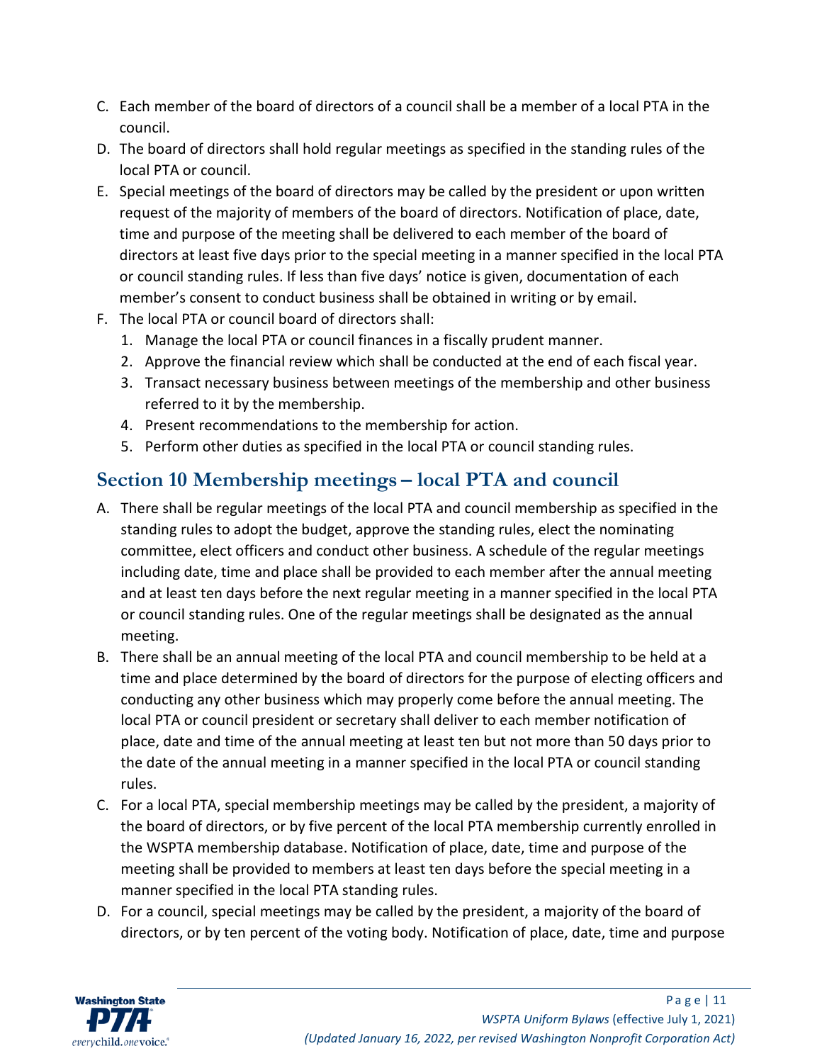C. Each member of the board of directors of a council shall be a member of a local PTA in the council.
D. The board of directors shall hold regular meetings as specified in the standing rules of the local PTA or council.
E. Special meetings of the board of directors may be called by the president or upon written request of the majority of members of the board of directors. Notification of place, date, time and purpose of the meeting shall be delivered to each member of the board of directors at least five days prior to the special meeting in a manner specified in the local PTA or council standing rules. If less than five days' notice is given, documentation of each member's consent to conduct business shall be obtained in writing or by email.
F. The local PTA or council board of directors shall:
   1. Manage the local PTA or council finances in a fiscally prudent manner.
   2. Approve the financial review which shall be conducted at the end of each fiscal year.
   3. Transact necessary business between meetings of the membership and other business referred to it by the membership.
   4. Present recommendations to the membership for action.
   5. Perform other duties as specified in the local PTA or council standing rules.

## Section 10 Membership meetings – local PTA and council

A. There shall be regular meetings of the local PTA and council membership as specified in the standing rules to adopt the budget, approve the standing rules, elect the nominating committee, elect officers and conduct other business. A schedule of the regular meetings including date, time and place shall be provided to each member after the annual meeting and at least ten days before the next regular meeting in a manner specified in the local PTA or council standing rules. One of the regular meetings shall be designated as the annual meeting.
B. There shall be an annual meeting of the local PTA and council membership to be held at a time and place determined by the board of directors for the purpose of electing officers and conducting any other business which may properly come before the annual meeting. The local PTA or council president or secretary shall deliver to each member notification of place, date and time of the annual meeting at least ten but not more than 50 days prior to the date of the annual meeting in a manner specified in the local PTA or council standing rules.
C. For a local PTA, special membership meetings may be called by the president, a majority of the board of directors, or by five percent of the local PTA membership currently enrolled in the WSPTA membership database. Notification of place, date, time and purpose of the meeting shall be provided to members at least ten days before the special meeting in a manner specified in the local PTA standing rules.
D. For a council, special meetings may be called by the president, a majority of the board of directors, or by ten percent of the voting body. Notification of place, date, time and purpose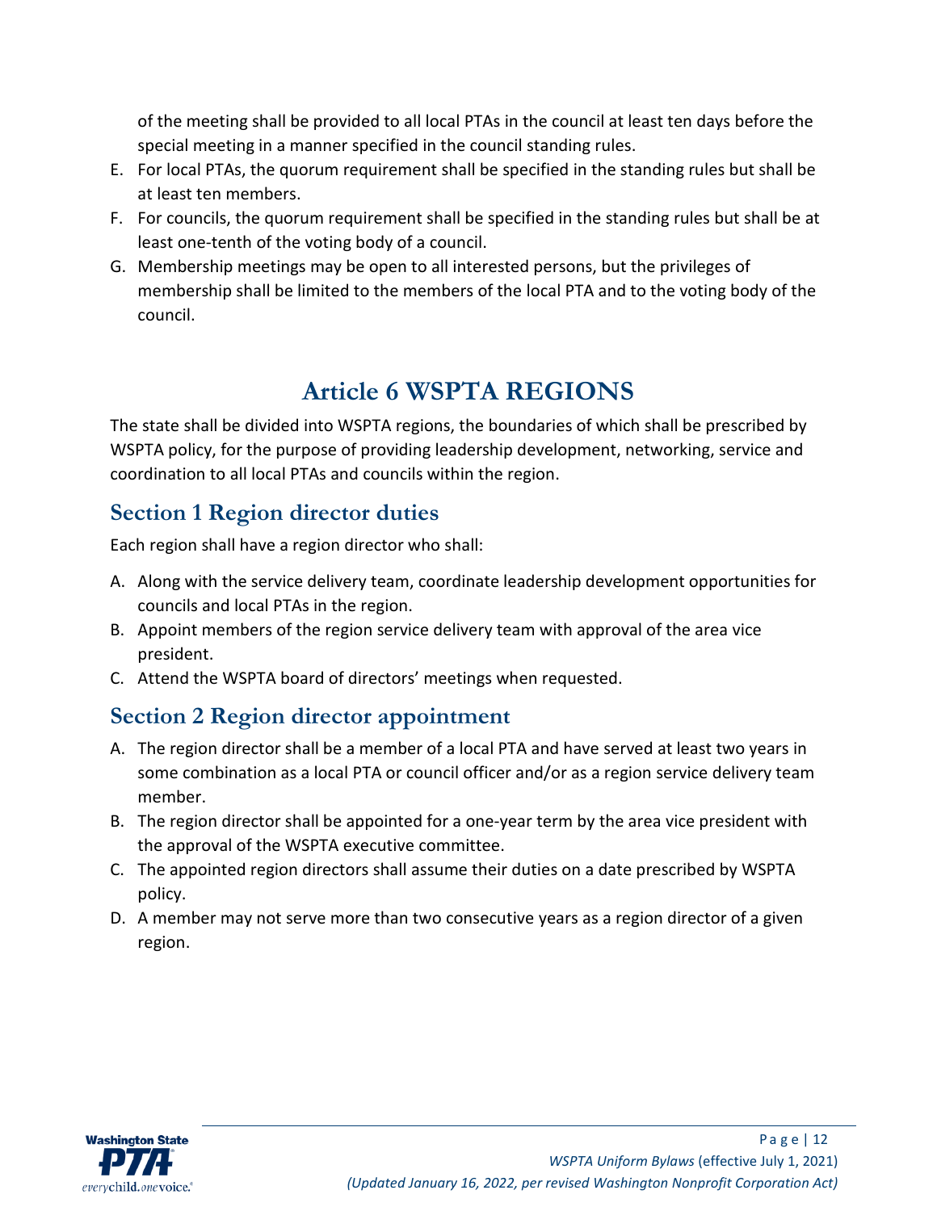of the meeting shall be provided to all local PTAs in the council at least ten days before the special meeting in a manner specified in the council standing rules.

E. For local PTAs, the quorum requirement shall be specified in the standing rules but shall be at least ten members.
F. For councils, the quorum requirement shall be specified in the standing rules but shall be at least one-tenth of the voting body of a council.
G. Membership meetings may be open to all interested persons, but the privileges of membership shall be limited to the members of the local PTA and to the voting body of the council.

# Article 6 WSPTA REGIONS

The state shall be divided into WSPTA regions, the boundaries of which shall be prescribed by WSPTA policy, for the purpose of providing leadership development, networking, service and coordination to all local PTAs and councils within the region.

## Section 1 Region director duties

Each region shall have a region director who shall:

A. Along with the service delivery team, coordinate leadership development opportunities for councils and local PTAs in the region.
B. Appoint members of the region service delivery team with approval of the area vice president.
C. Attend the WSPTA board of directors' meetings when requested.

## Section 2 Region director appointment

A. The region director shall be a member of a local PTA and have served at least two years in some combination as a local PTA or council officer and/or as a region service delivery team member.
B. The region director shall be appointed for a one-year term by the area vice president with the approval of the WSPTA executive committee.
C. The appointed region directors shall assume their duties on a date prescribed by WSPTA policy.
D. A member may not serve more than two consecutive years as a region director of a given region.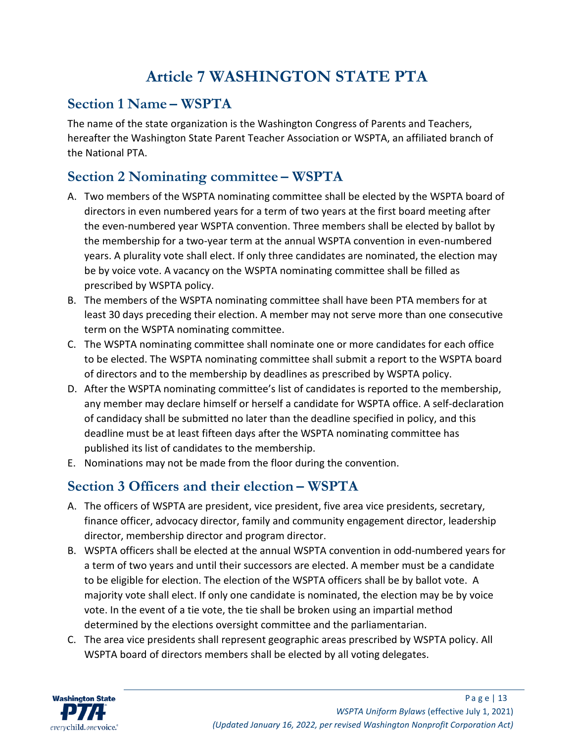# Article 7 WASHINGTON STATE PTA

## Section 1 Name – WSPTA

The name of the state organization is the Washington Congress of Parents and Teachers, hereafter the Washington State Parent Teacher Association or WSPTA, an affiliated branch of the National PTA.

## Section 2 Nominating committee – WSPTA

A. Two members of the WSPTA nominating committee shall be elected by the WSPTA board of directors in even numbered years for a term of two years at the first board meeting after the even-numbered year WSPTA convention. Three members shall be elected by ballot by the membership for a two-year term at the annual WSPTA convention in even-numbered years. A plurality vote shall elect. If only three candidates are nominated, the election may be by voice vote. A vacancy on the WSPTA nominating committee shall be filled as prescribed by WSPTA policy.
B. The members of the WSPTA nominating committee shall have been PTA members for at least 30 days preceding their election. A member may not serve more than one consecutive term on the WSPTA nominating committee.
C. The WSPTA nominating committee shall nominate one or more candidates for each office to be elected. The WSPTA nominating committee shall submit a report to the WSPTA board of directors and to the membership by deadlines as prescribed by WSPTA policy.
D. After the WSPTA nominating committee's list of candidates is reported to the membership, any member may declare himself or herself a candidate for WSPTA office. A self-declaration of candidacy shall be submitted no later than the deadline specified in policy, and this deadline must be at least fifteen days after the WSPTA nominating committee has published its list of candidates to the membership.
E. Nominations may not be made from the floor during the convention.

## Section 3 Officers and their election – WSPTA

A. The officers of WSPTA are president, vice president, five area vice presidents, secretary, finance officer, advocacy director, family and community engagement director, leadership director, membership director and program director.
B. WSPTA officers shall be elected at the annual WSPTA convention in odd-numbered years for a term of two years and until their successors are elected. A member must be a candidate to be eligible for election. The election of the WSPTA officers shall be by ballot vote. A majority vote shall elect. If only one candidate is nominated, the election may be by voice vote. In the event of a tie vote, the tie shall be broken using an impartial method determined by the elections oversight committee and the parliamentarian.
C. The area vice presidents shall represent geographic areas prescribed by WSPTA policy. All WSPTA board of directors members shall be elected by all voting delegates.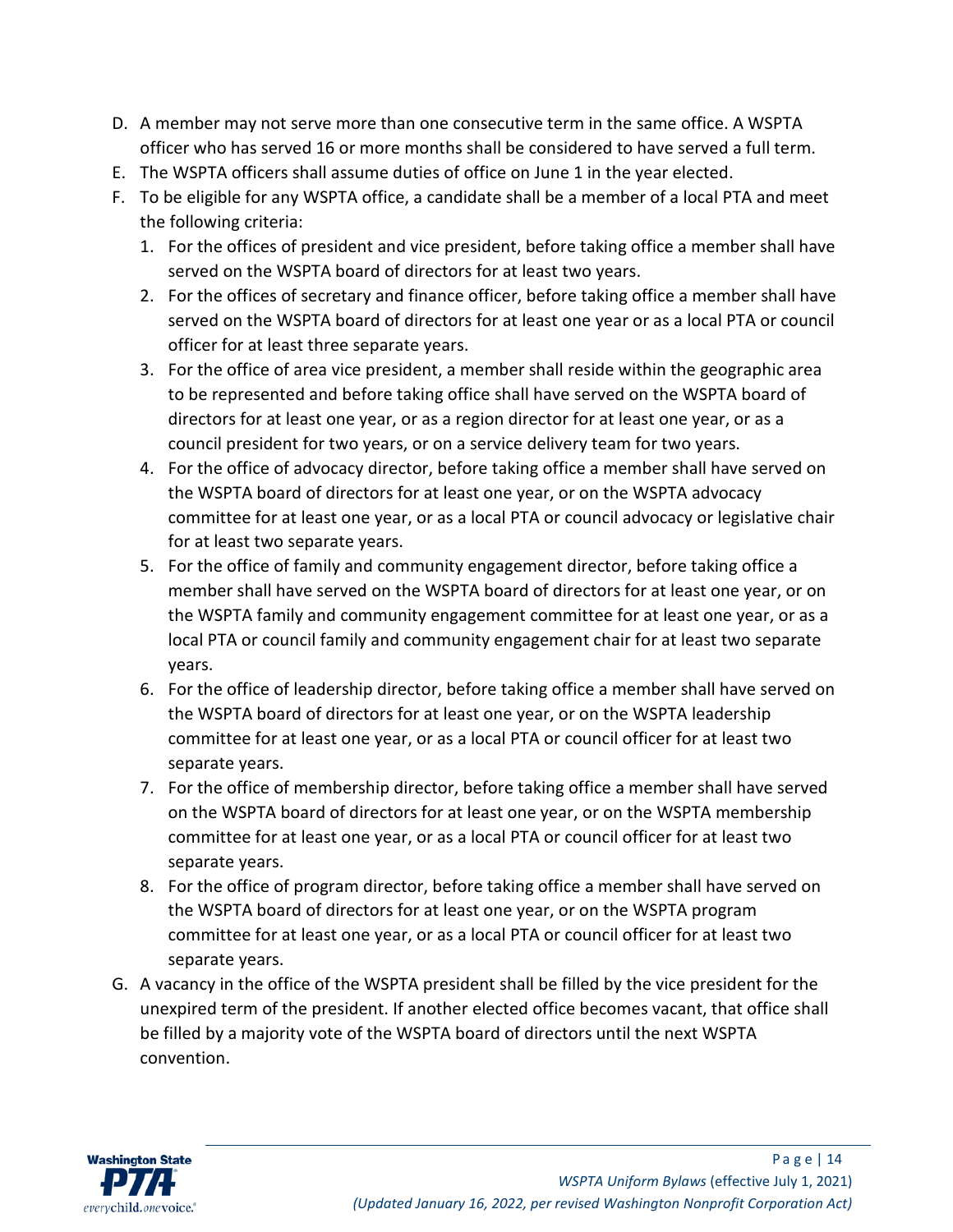D. A member may not serve more than one consecutive term in the same office. A WSPTA officer who has served 16 or more months shall be considered to have served a full term.
E. The WSPTA officers shall assume duties of office on June 1 in the year elected.
F. To be eligible for any WSPTA office, a candidate shall be a member of a local PTA and meet the following criteria:
   1. For the offices of president and vice president, before taking office a member shall have served on the WSPTA board of directors for at least two years.
   2. For the offices of secretary and finance officer, before taking office a member shall have served on the WSPTA board of directors for at least one year or as a local PTA or council officer for at least three separate years.
   3. For the office of area vice president, a member shall reside within the geographic area to be represented and before taking office shall have served on the WSPTA board of directors for at least one year, or as a region director for at least one year, or as a council president for two years, or on a service delivery team for two years.
   4. For the office of advocacy director, before taking office a member shall have served on the WSPTA board of directors for at least one year, or on the WSPTA advocacy committee for at least one year, or as a local PTA or council advocacy or legislative chair for at least two separate years.
   5. For the office of family and community engagement director, before taking office a member shall have served on the WSPTA board of directors for at least one year, or on the WSPTA family and community engagement committee for at least one year, or as a local PTA or council family and community engagement chair for at least two separate years.
   6. For the office of leadership director, before taking office a member shall have served on the WSPTA board of directors for at least one year, or on the WSPTA leadership committee for at least one year, or as a local PTA or council officer for at least two separate years.
   7. For the office of membership director, before taking office a member shall have served on the WSPTA board of directors for at least one year, or on the WSPTA membership committee for at least one year, or as a local PTA or council officer for at least two separate years.
   8. For the office of program director, before taking office a member shall have served on the WSPTA board of directors for at least one year, or on the WSPTA program committee for at least one year, or as a local PTA or council officer for at least two separate years.
G. A vacancy in the office of the WSPTA president shall be filled by the vice president for the unexpired term of the president. If another elected office becomes vacant, that office shall be filled by a majority vote of the WSPTA board of directors until the next WSPTA convention.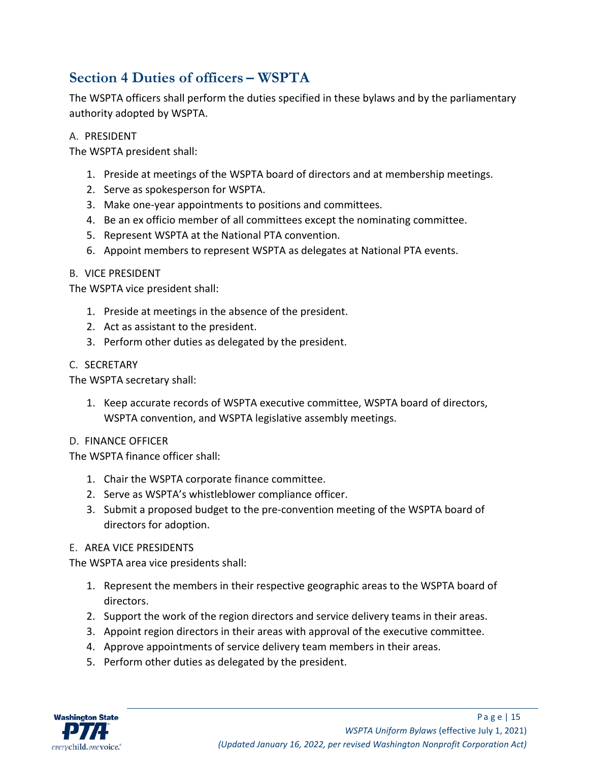## Section 4 Duties of officers – WSPTA

The WSPTA officers shall perform the duties specified in these bylaws and by the parliamentary authority adopted by WSPTA.

A. PRESIDENT

The WSPTA president shall:

1. Preside at meetings of the WSPTA board of directors and at membership meetings.
2. Serve as spokesperson for WSPTA.
3. Make one-year appointments to positions and committees.
4. Be an ex officio member of all committees except the nominating committee.
5. Represent WSPTA at the National PTA convention.
6. Appoint members to represent WSPTA as delegates at National PTA events.

B. VICE PRESIDENT

The WSPTA vice president shall:

1. Preside at meetings in the absence of the president.
2. Act as assistant to the president.
3. Perform other duties as delegated by the president.

C. SECRETARY

The WSPTA secretary shall:

1. Keep accurate records of WSPTA executive committee, WSPTA board of directors, WSPTA convention, and WSPTA legislative assembly meetings.

D. FINANCE OFFICER

The WSPTA finance officer shall:

1. Chair the WSPTA corporate finance committee.
2. Serve as WSPTA's whistleblower compliance officer.
3. Submit a proposed budget to the pre-convention meeting of the WSPTA board of directors for adoption.

E. AREA VICE PRESIDENTS

The WSPTA area vice presidents shall:

1. Represent the members in their respective geographic areas to the WSPTA board of directors.
2. Support the work of the region directors and service delivery teams in their areas.
3. Appoint region directors in their areas with approval of the executive committee.
4. Approve appointments of service delivery team members in their areas.
5. Perform other duties as delegated by the president.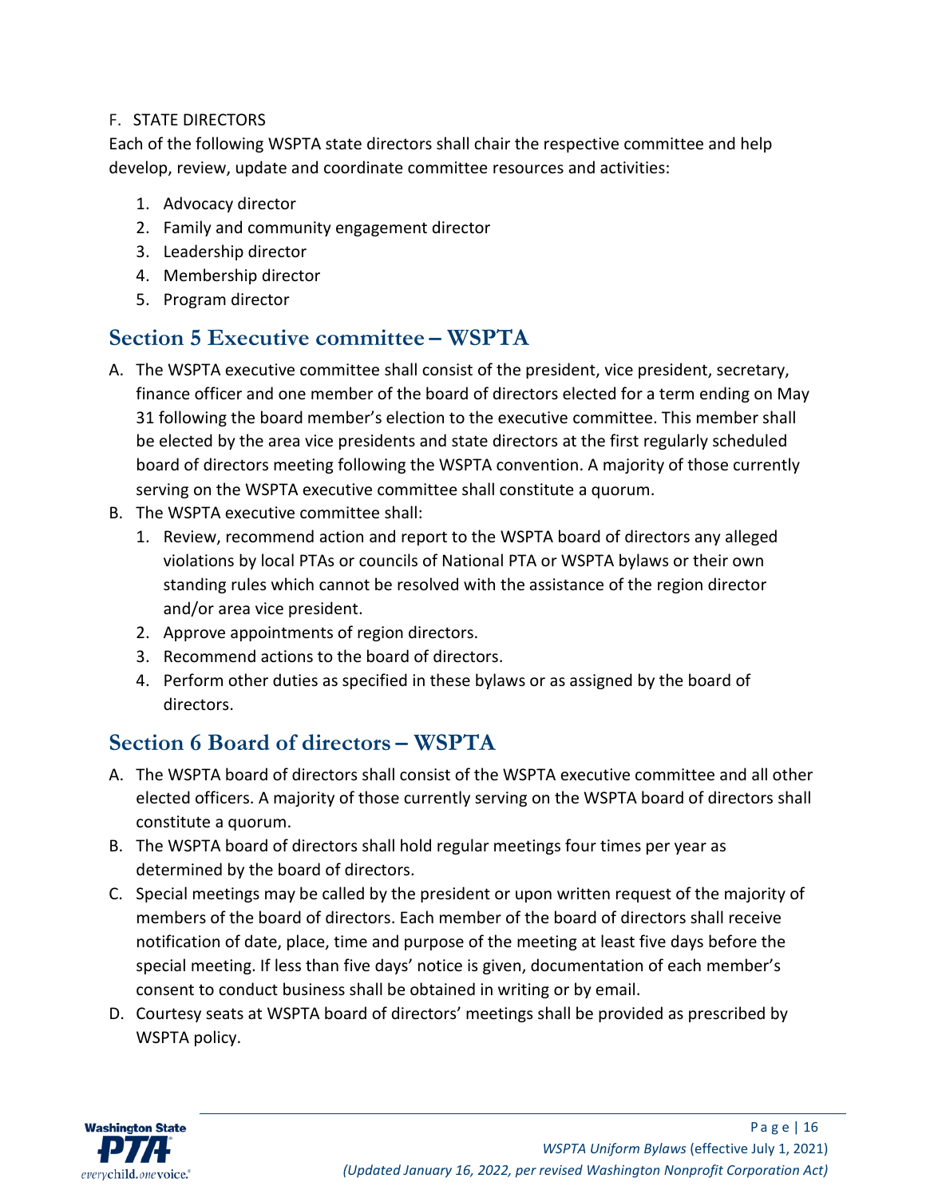F. STATE DIRECTORS

Each of the following WSPTA state directors shall chair the respective committee and help develop, review, update and coordinate committee resources and activities:

1. Advocacy director
2. Family and community engagement director
3. Leadership director
4. Membership director
5. Program director

## Section 5 Executive committee – WSPTA

A. The WSPTA executive committee shall consist of the president, vice president, secretary, finance officer and one member of the board of directors elected for a term ending on May 31 following the board member's election to the executive committee. This member shall be elected by the area vice presidents and state directors at the first regularly scheduled board of directors meeting following the WSPTA convention. A majority of those currently serving on the WSPTA executive committee shall constitute a quorum.
B. The WSPTA executive committee shall:
    1. Review, recommend action and report to the WSPTA board of directors any alleged violations by local PTAs or councils of National PTA or WSPTA bylaws or their own standing rules which cannot be resolved with the assistance of the region director and/or area vice president.
    2. Approve appointments of region directors.
    3. Recommend actions to the board of directors.
    4. Perform other duties as specified in these bylaws or as assigned by the board of directors.

## Section 6 Board of directors – WSPTA

A. The WSPTA board of directors shall consist of the WSPTA executive committee and all other elected officers. A majority of those currently serving on the WSPTA board of directors shall constitute a quorum.
B. The WSPTA board of directors shall hold regular meetings four times per year as determined by the board of directors.
C. Special meetings may be called by the president or upon written request of the majority of members of the board of directors. Each member of the board of directors shall receive notification of date, place, time and purpose of the meeting at least five days before the special meeting. If less than five days' notice is given, documentation of each member's consent to conduct business shall be obtained in writing or by email.
D. Courtesy seats at WSPTA board of directors' meetings shall be provided as prescribed by WSPTA policy.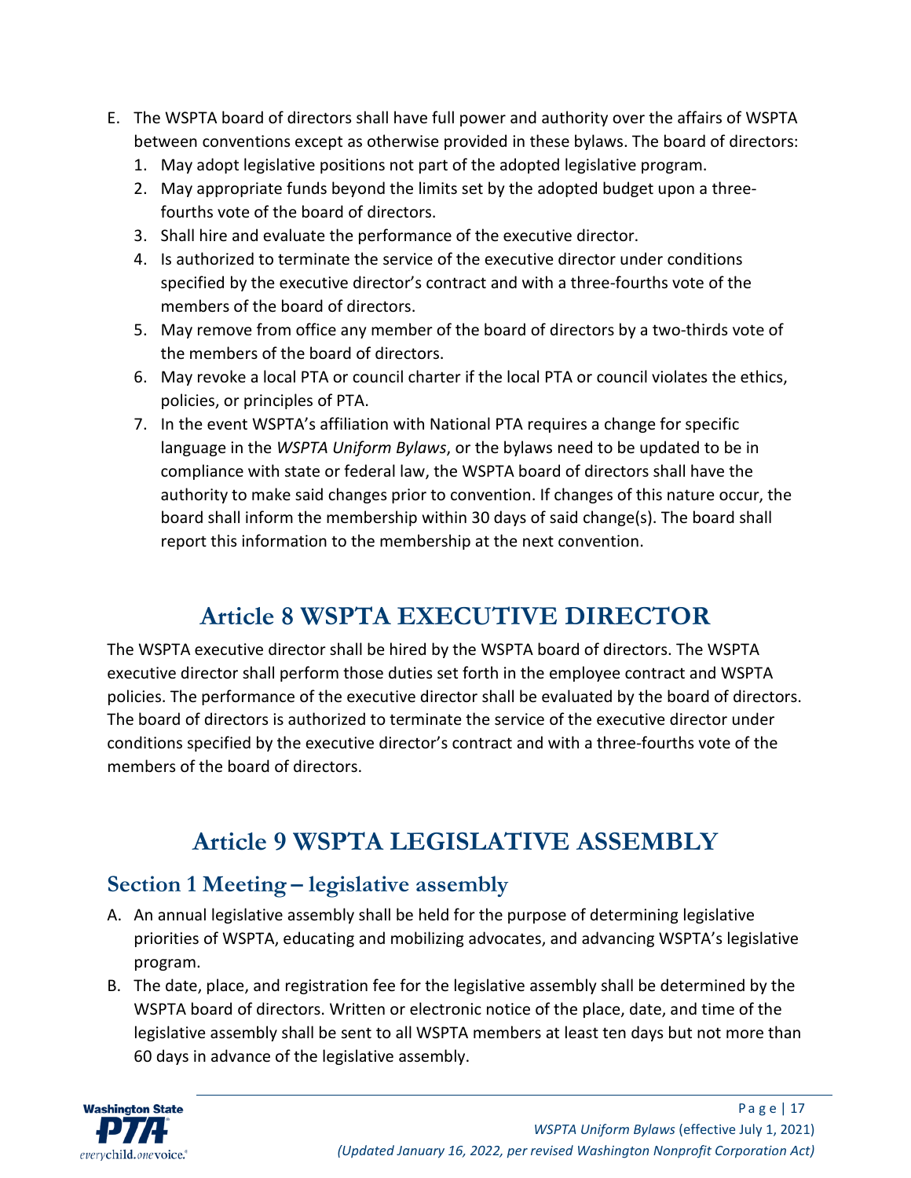E. The WSPTA board of directors shall have full power and authority over the affairs of WSPTA between conventions except as otherwise provided in these bylaws. The board of directors:
   1. May adopt legislative positions not part of the adopted legislative program.
   2. May appropriate funds beyond the limits set by the adopted budget upon a three-fourths vote of the board of directors.
   3. Shall hire and evaluate the performance of the executive director.
   4. Is authorized to terminate the service of the executive director under conditions specified by the executive director's contract and with a three-fourths vote of the members of the board of directors.
   5. May remove from office any member of the board of directors by a two-thirds vote of the members of the board of directors.
   6. May revoke a local PTA or council charter if the local PTA or council violates the ethics, policies, or principles of PTA.
   7. In the event WSPTA's affiliation with National PTA requires a change for specific language in the *WSPTA Uniform Bylaws*, or the bylaws need to be updated to be in compliance with state or federal law, the WSPTA board of directors shall have the authority to make said changes prior to convention. If changes of this nature occur, the board shall inform the membership within 30 days of said change(s). The board shall report this information to the membership at the next convention.

# Article 8 WSPTA EXECUTIVE DIRECTOR

The WSPTA executive director shall be hired by the WSPTA board of directors. The WSPTA executive director shall perform those duties set forth in the employee contract and WSPTA policies. The performance of the executive director shall be evaluated by the board of directors. The board of directors is authorized to terminate the service of the executive director under conditions specified by the executive director's contract and with a three-fourths vote of the members of the board of directors.

# Article 9 WSPTA LEGISLATIVE ASSEMBLY

## Section 1 Meeting – legislative assembly

A. An annual legislative assembly shall be held for the purpose of determining legislative priorities of WSPTA, educating and mobilizing advocates, and advancing WSPTA's legislative program.

B. The date, place, and registration fee for the legislative assembly shall be determined by the WSPTA board of directors. Written or electronic notice of the place, date, and time of the legislative assembly shall be sent to all WSPTA members at least ten days but not more than 60 days in advance of the legislative assembly.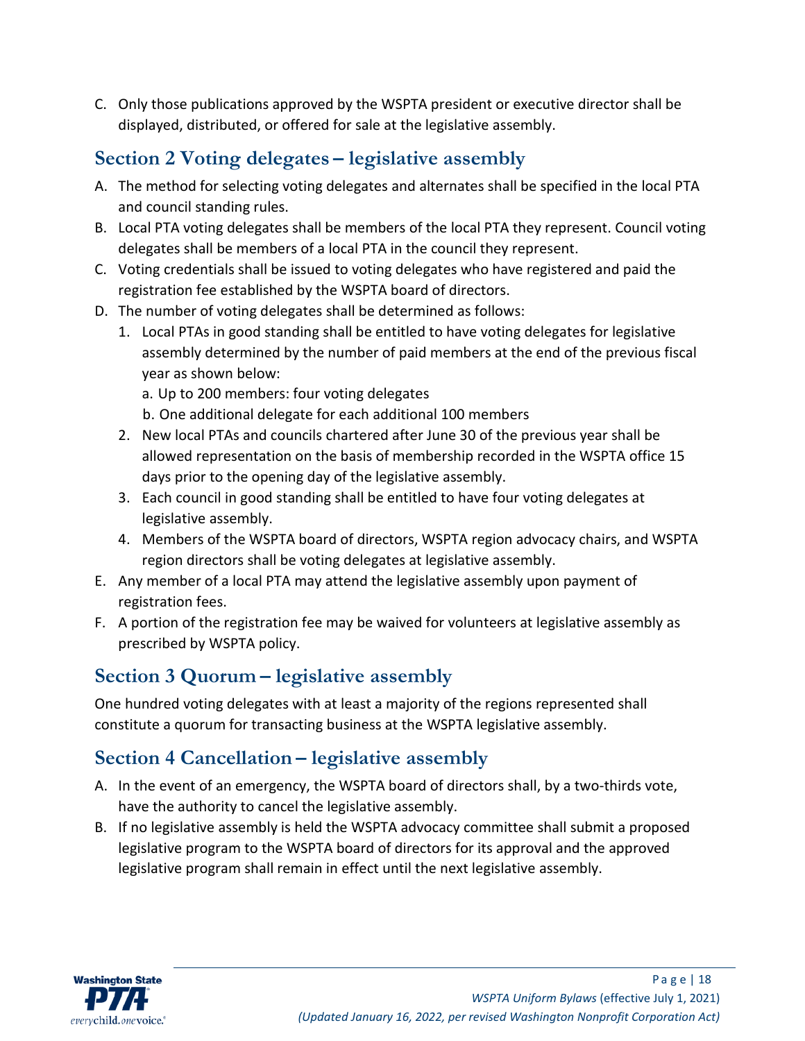C. Only those publications approved by the WSPTA president or executive director shall be displayed, distributed, or offered for sale at the legislative assembly.

## Section 2 Voting delegates – legislative assembly

A. The method for selecting voting delegates and alternates shall be specified in the local PTA and council standing rules.
B. Local PTA voting delegates shall be members of the local PTA they represent. Council voting delegates shall be members of a local PTA in the council they represent.
C. Voting credentials shall be issued to voting delegates who have registered and paid the registration fee established by the WSPTA board of directors.
D. The number of voting delegates shall be determined as follows:
   1. Local PTAs in good standing shall be entitled to have voting delegates for legislative assembly determined by the number of paid members at the end of the previous fiscal year as shown below:
      a. Up to 200 members: four voting delegates
      b. One additional delegate for each additional 100 members
   2. New local PTAs and councils chartered after June 30 of the previous year shall be allowed representation on the basis of membership recorded in the WSPTA office 15 days prior to the opening day of the legislative assembly.
   3. Each council in good standing shall be entitled to have four voting delegates at legislative assembly.
   4. Members of the WSPTA board of directors, WSPTA region advocacy chairs, and WSPTA region directors shall be voting delegates at legislative assembly.
E. Any member of a local PTA may attend the legislative assembly upon payment of registration fees.
F. A portion of the registration fee may be waived for volunteers at legislative assembly as prescribed by WSPTA policy.

## Section 3 Quorum – legislative assembly

One hundred voting delegates with at least a majority of the regions represented shall constitute a quorum for transacting business at the WSPTA legislative assembly.

## Section 4 Cancellation – legislative assembly

A. In the event of an emergency, the WSPTA board of directors shall, by a two-thirds vote, have the authority to cancel the legislative assembly.
B. If no legislative assembly is held the WSPTA advocacy committee shall submit a proposed legislative program to the WSPTA board of directors for its approval and the approved legislative program shall remain in effect until the next legislative assembly.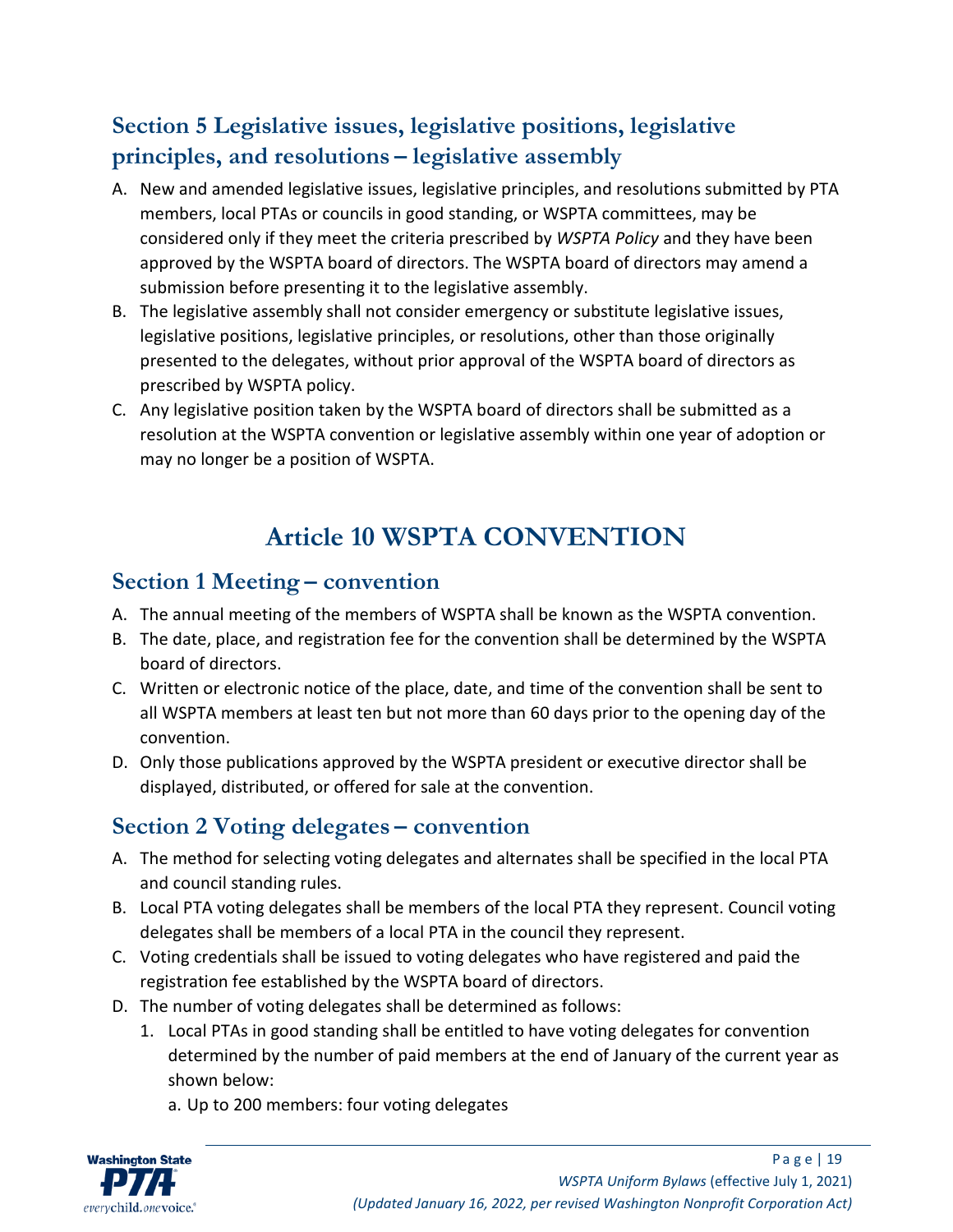## Section 5 Legislative issues, legislative positions, legislative principles, and resolutions – legislative assembly

A. New and amended legislative issues, legislative principles, and resolutions submitted by PTA members, local PTAs or councils in good standing, or WSPTA committees, may be considered only if they meet the criteria prescribed by *WSPTA Policy* and they have been approved by the WSPTA board of directors. The WSPTA board of directors may amend a submission before presenting it to the legislative assembly.
B. The legislative assembly shall not consider emergency or substitute legislative issues, legislative positions, legislative principles, or resolutions, other than those originally presented to the delegates, without prior approval of the WSPTA board of directors as prescribed by WSPTA policy.
C. Any legislative position taken by the WSPTA board of directors shall be submitted as a resolution at the WSPTA convention or legislative assembly within one year of adoption or may no longer be a position of WSPTA.

# Article 10 WSPTA CONVENTION

## Section 1 Meeting – convention

A. The annual meeting of the members of WSPTA shall be known as the WSPTA convention.
B. The date, place, and registration fee for the convention shall be determined by the WSPTA board of directors.
C. Written or electronic notice of the place, date, and time of the convention shall be sent to all WSPTA members at least ten but not more than 60 days prior to the opening day of the convention.
D. Only those publications approved by the WSPTA president or executive director shall be displayed, distributed, or offered for sale at the convention.

## Section 2 Voting delegates – convention

A. The method for selecting voting delegates and alternates shall be specified in the local PTA and council standing rules.
B. Local PTA voting delegates shall be members of the local PTA they represent. Council voting delegates shall be members of a local PTA in the council they represent.
C. Voting credentials shall be issued to voting delegates who have registered and paid the registration fee established by the WSPTA board of directors.
D. The number of voting delegates shall be determined as follows:
    1. Local PTAs in good standing shall be entitled to have voting delegates for convention determined by the number of paid members at the end of January of the current year as shown below:
        a. Up to 200 members: four voting delegates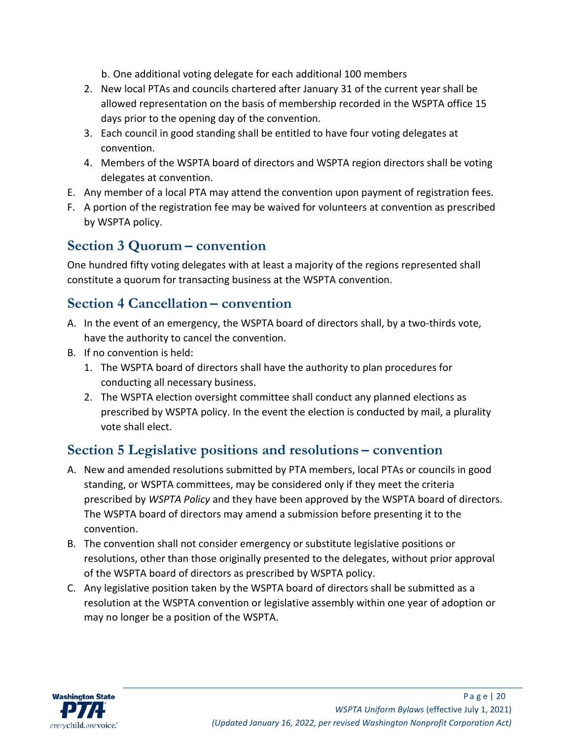b. One additional voting delegate for each additional 100 members

2. New local PTAs and councils chartered after January 31 of the current year shall be allowed representation on the basis of membership recorded in the WSPTA office 15 days prior to the opening day of the convention.
3. Each council in good standing shall be entitled to have four voting delegates at convention.
4. Members of the WSPTA board of directors and WSPTA region directors shall be voting delegates at convention.

E. Any member of a local PTA may attend the convention upon payment of registration fees.

F. A portion of the registration fee may be waived for volunteers at convention as prescribed by WSPTA policy.

## Section 3 Quorum – convention

One hundred fifty voting delegates with at least a majority of the regions represented shall constitute a quorum for transacting business at the WSPTA convention.

## Section 4 Cancellation – convention

A. In the event of an emergency, the WSPTA board of directors shall, by a two-thirds vote, have the authority to cancel the convention.

B. If no convention is held:

1. The WSPTA board of directors shall have the authority to plan procedures for conducting all necessary business.
2. The WSPTA election oversight committee shall conduct any planned elections as prescribed by WSPTA policy. In the event the election is conducted by mail, a plurality vote shall elect.

## Section 5 Legislative positions and resolutions – convention

A. New and amended resolutions submitted by PTA members, local PTAs or councils in good standing, or WSPTA committees, may be considered only if they meet the criteria prescribed by *WSPTA Policy* and they have been approved by the WSPTA board of directors. The WSPTA board of directors may amend a submission before presenting it to the convention.

B. The convention shall not consider emergency or substitute legislative positions or resolutions, other than those originally presented to the delegates, without prior approval of the WSPTA board of directors as prescribed by WSPTA policy.

C. Any legislative position taken by the WSPTA board of directors shall be submitted as a resolution at the WSPTA convention or legislative assembly within one year of adoption or may no longer be a position of the WSPTA.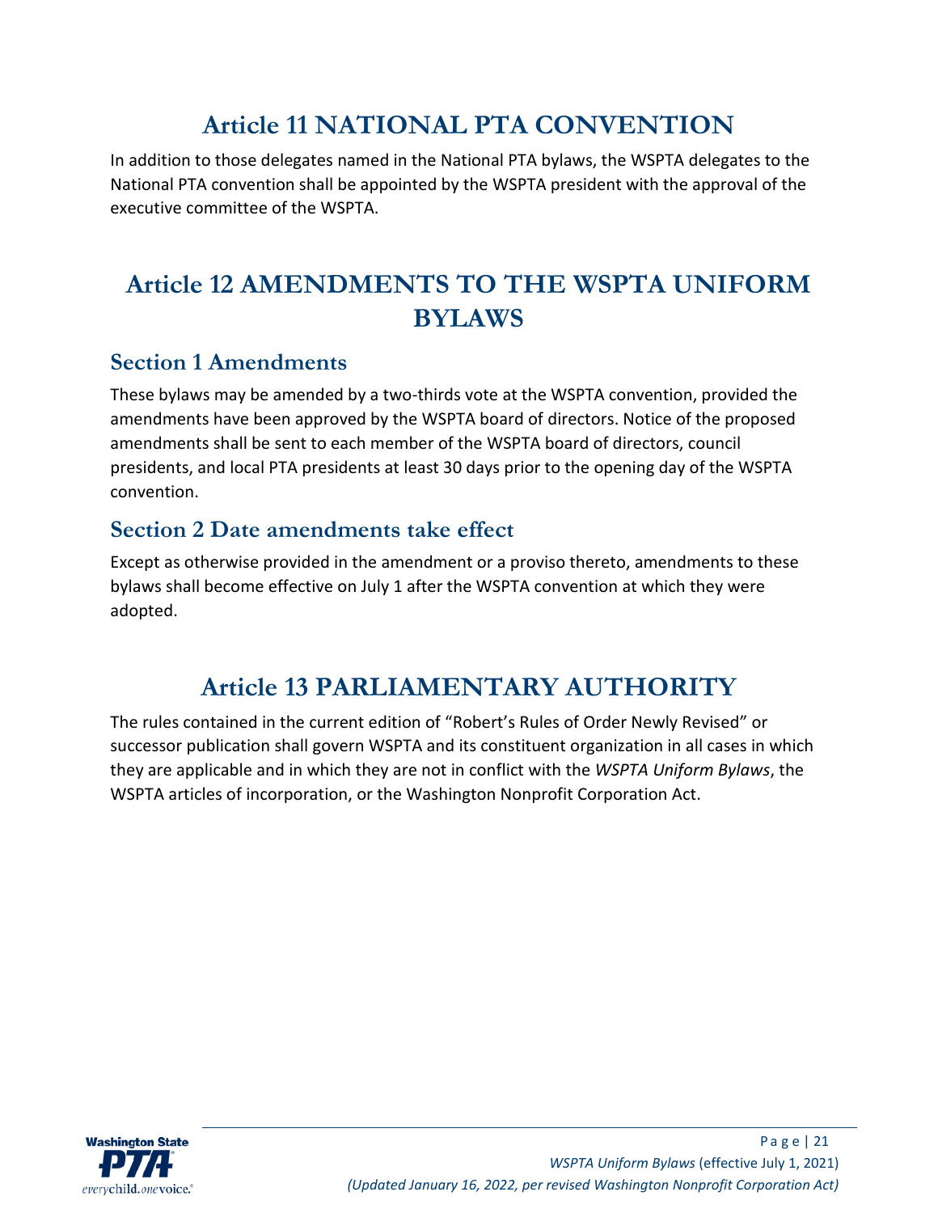# Article 11 NATIONAL PTA CONVENTION

In addition to those delegates named in the National PTA bylaws, the WSPTA delegates to the National PTA convention shall be appointed by the WSPTA president with the approval of the executive committee of the WSPTA.

# Article 12 AMENDMENTS TO THE WSPTA UNIFORM BYLAWS

## Section 1 Amendments

These bylaws may be amended by a two-thirds vote at the WSPTA convention, provided the amendments have been approved by the WSPTA board of directors. Notice of the proposed amendments shall be sent to each member of the WSPTA board of directors, council presidents, and local PTA presidents at least 30 days prior to the opening day of the WSPTA convention.

## Section 2 Date amendments take effect

Except as otherwise provided in the amendment or a proviso thereto, amendments to these bylaws shall become effective on July 1 after the WSPTA convention at which they were adopted.

# Article 13 PARLIAMENTARY AUTHORITY

The rules contained in the current edition of "Robert's Rules of Order Newly Revised" or successor publication shall govern WSPTA and its constituent organization in all cases in which they are applicable and in which they are not in conflict with the *WSPTA Uniform Bylaws*, the WSPTA articles of incorporation, or the Washington Nonprofit Corporation Act.